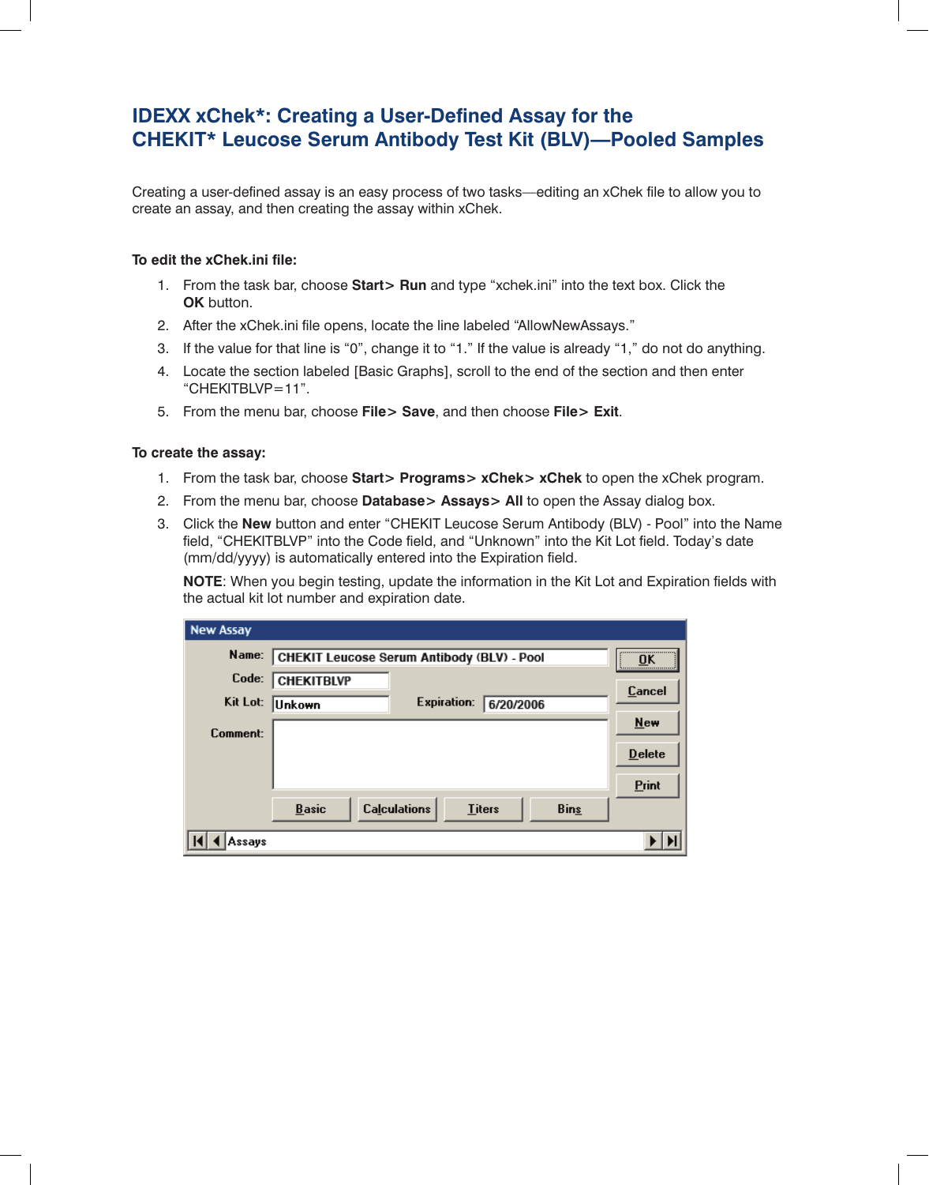# IDEXX xChek*: Creating a User-Defined Assay for the CHEKIT* Leucose Serum Antibody Test Kit (BLV)—Pooled Samples

Creating a user-defined assay is an easy process of two tasks—editing an xChek file to allow you to create an assay, and then creating the assay within xChek.

**To edit the xChek.ini file:**

1. From the task bar, choose **Start> Run** and type “xchek.ini” into the text box. Click the **OK** button.
2. After the xChek.ini file opens, locate the line labeled “AllowNewAssays.”
3. If the value for that line is “0”, change it to “1.” If the value is already “1,” do not do anything.
4. Locate the section labeled [Basic Graphs], scroll to the end of the section and then enter “CHEKITBLVP=11”.
5. From the menu bar, choose **File> Save**, and then choose **File> Exit**.

**To create the assay:**

1. From the task bar, choose **Start> Programs> xChek> xChek** to open the xChek program.
2. From the menu bar, choose **Database> Assays> All** to open the Assay dialog box.
3. Click the **New** button and enter “CHEKIT Leucose Serum Antibody (BLV) - Pool” into the Name field, “CHEKITBLVP” into the Code field, and “Unknown” into the Kit Lot field. Today’s date (mm/dd/yyyy) is automatically entered into the Expiration field.

   **NOTE**: When you begin testing, update the information in the Kit Lot and Expiration fields with the actual kit lot number and expiration date.

   New Assay

   Name: CHEKIT Leucose Serum Antibody (BLV) - Pool

   Code: CHEKITBLVP

   Kit Lot: Unkown    Expiration: 6/20/2006

   Comment:

   OK | Cancel | New | Delete | Print

   Basic | Calculations | Titers | Bins

   Assays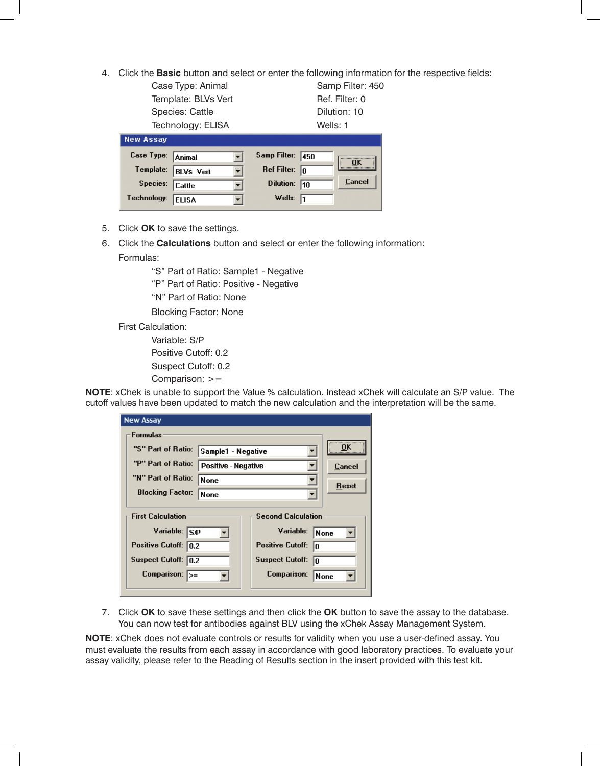4. Click the **Basic** button and select or enter the following information for the respective fields:

   Case Type: Animal
   Template: BLVs Vert
   Species: Cattle
   Technology: ELISA
   Samp Filter: 450
   Ref. Filter: 0
   Dilution: 10
   Wells: 1

| New Assay | | | |
|---|---|---|---|
| Case Type: | Animal | Samp Filter: | 450 |
| Template: | BLVs Vert | Ref Filter: | 0 |
| Species: | Cattle | Dilution: | 10 |
| Technology: | ELISA | Wells: | 1 |

OK / Cancel

5. Click **OK** to save the settings.
6. Click the **Calculations** button and select or enter the following information:

   Formulas:

   "S" Part of Ratio: Sample1 - Negative
   "P" Part of Ratio: Positive - Negative
   "N" Part of Ratio: None

   Blocking Factor: None

   First Calculation:

   Variable: S/P
   Positive Cutoff: 0.2
   Suspect Cutoff: 0.2
   Comparison: >=

**NOTE**: xChek is unable to support the Value % calculation. Instead xChek will calculate an S/P value. The cutoff values have been updated to match the new calculation and the interpretation will be the same.

**New Assay**

Formulas

| | |
|---|---|
| "S" Part of Ratio: | Sample1 - Negative |
| "P" Part of Ratio: | Positive - Negative |
| "N" Part of Ratio: | None |
| Blocking Factor: | None |

OK / Cancel / Reset

| First Calculation | | Second Calculation | |
|---|---|---|---|
| Variable: | S/P | Variable: | None |
| Positive Cutoff: | 0.2 | Positive Cutoff: | 0 |
| Suspect Cutoff: | 0.2 | Suspect Cutoff: | 0 |
| Comparison: | >= | Comparison: | None |

7. Click **OK** to save these settings and then click the **OK** button to save the assay to the database. You can now test for antibodies against BLV using the xChek Assay Management System.

**NOTE**: xChek does not evaluate controls or results for validity when you use a user-defined assay. You must evaluate the results from each assay in accordance with good laboratory practices. To evaluate your assay validity, please refer to the Reading of Results section in the insert provided with this test kit.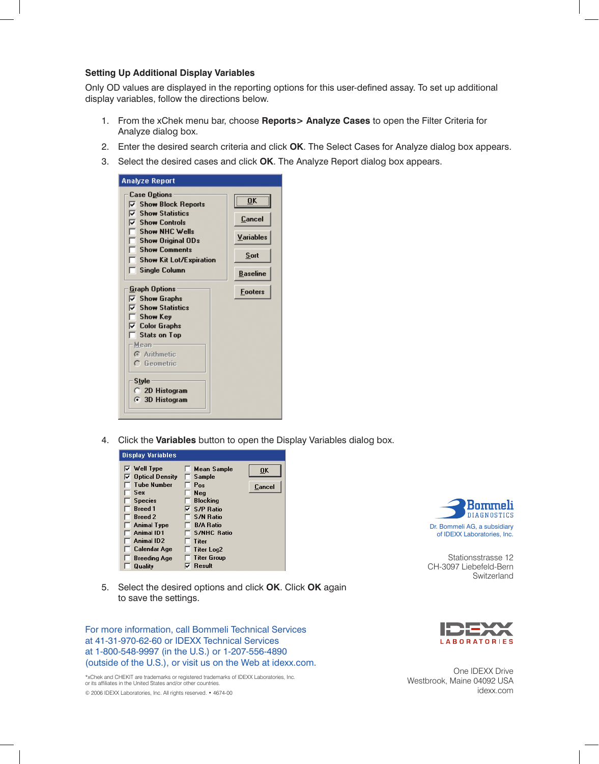### Setting Up Additional Display Variables

Only OD values are displayed in the reporting options for this user-defined assay. To set up additional display variables, follow the directions below.

1. From the xChek menu bar, choose **Reports> Analyze Cases** to open the Filter Criteria for Analyze dialog box.
2. Enter the desired search criteria and click **OK**. The Select Cases for Analyze dialog box appears.
3. Select the desired cases and click **OK**. The Analyze Report dialog box appears.

Analyze Report

Case Options
- [x] Show Block Reports
- [x] Show Statistics
- [x] Show Controls
- [ ] Show NHC Wells
- [ ] Show Original ODs
- [ ] Show Comments
- [ ] Show Kit Lot/Expiration
- [ ] Single Column

Graph Options
- [x] Show Graphs
- [x] Show Statistics
- [ ] Show Key
- [x] Color Graphs
- [ ] Stats on Top

Mean
- (•) Arithmetic
- ( ) Geometric

Style
- ( ) 2D Histogram
- (•) 3D Histogram

OK | Cancel | Variables | Sort | Baseline | Footers

4. Click the **Variables** button to open the Display Variables dialog box.

Display Variables

- [x] Well Type
- [x] Optical Density
- [ ] Tube Number
- [ ] Sex
- [ ] Species
- [ ] Breed 1
- [ ] Breed 2
- [ ] Animal Type
- [ ] Animal ID1
- [ ] Animal ID2
- [ ] Calendar Age
- [ ] Breeding Age
- [ ] Quality
- [ ] Mean Sample
- [ ] Sample
- [ ] Pos
- [ ] Neg
- [ ] Blocking
- [x] S/P Ratio
- [ ] S/N Ratio
- [ ] B/A Ratio
- [ ] S/NHC Ratio
- [ ] Titer
- [ ] Titer Log2
- [ ] Titer Group
- [x] Result

OK | Cancel

5. Select the desired options and click **OK**. Click **OK** again to save the settings.

For more information, call Bommeli Technical Services at 41-31-970-62-60 or IDEXX Technical Services at 1-800-548-9997 (in the U.S.) or 1-207-556-4890 (outside of the U.S.), or visit us on the Web at idexx.com.

*xChek and CHEKIT are trademarks or registered trademarks of IDEXX Laboratories, Inc. or its affiliates in the United States and/or other countries.

© 2006 IDEXX Laboratories, Inc. All rights reserved. • 4674-00

Bommeli DIAGNOSTICS

Dr. Bommeli AG, a subsidiary of IDEXX Laboratories, Inc.

Stationsstrasse 12
CH-3097 Liebefeld-Bern
Switzerland

IDEXX LABORATORIES

One IDEXX Drive
Westbrook, Maine 04092 USA
idexx.com